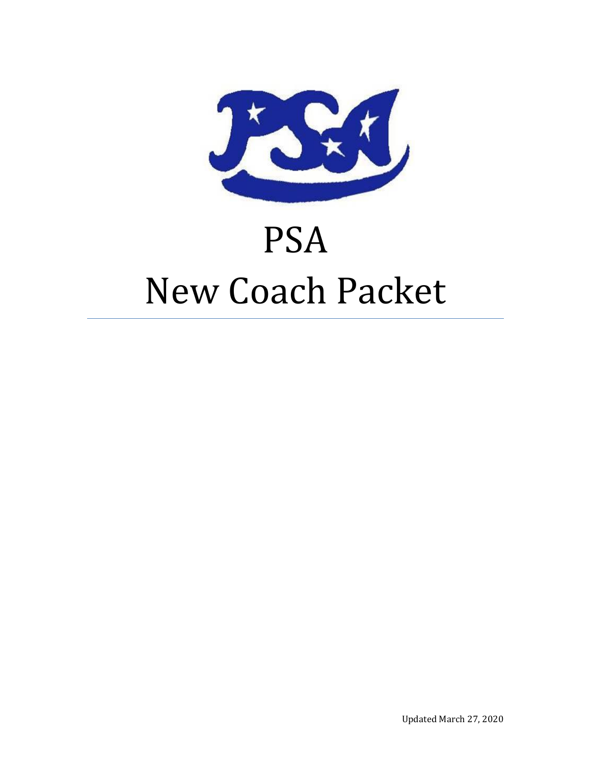# PSA
# New Coach Packet

Updated March 27, 2020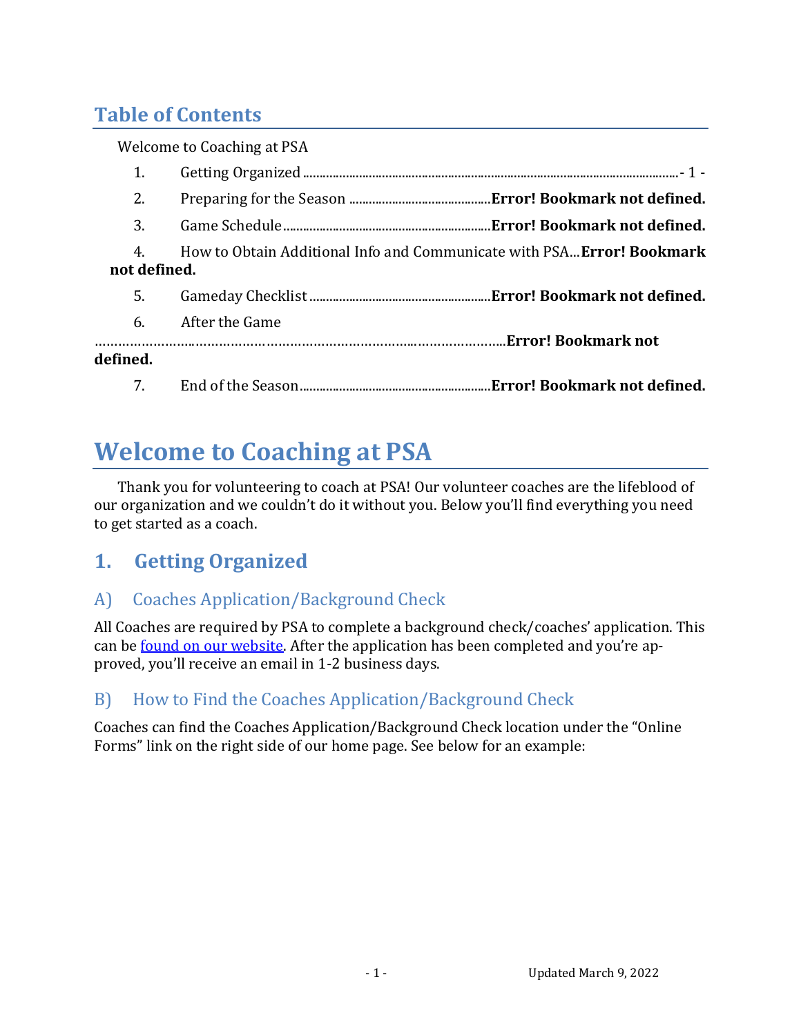## Table of Contents

Welcome to Coaching at PSA

1. Getting Organized .......................................................................................................... - 1 -
2. Preparing for the Season ........................................... **Error! Bookmark not defined.**
3. Game Schedule.............................................................. **Error! Bookmark not defined.**
4. How to Obtain Additional Info and Communicate with PSA... **Error! Bookmark not defined.**
5. Gameday Checklist ...................................................... **Error! Bookmark not defined.**
6. After the Game ........................................................................................................ **Error! Bookmark not defined.**
7. End of the Season......................................................... **Error! Bookmark not defined.**

# Welcome to Coaching at PSA

Thank you for volunteering to coach at PSA! Our volunteer coaches are the lifeblood of our organization and we couldn't do it without you. Below you'll find everything you need to get started as a coach.

## 1. Getting Organized

### A) Coaches Application/Background Check

All Coaches are required by PSA to complete a background check/coaches' application. This can be found on our website. After the application has been completed and you're approved, you'll receive an email in 1-2 business days.

### B) How to Find the Coaches Application/Background Check

Coaches can find the Coaches Application/Background Check location under the "Online Forms" link on the right side of our home page. See below for an example: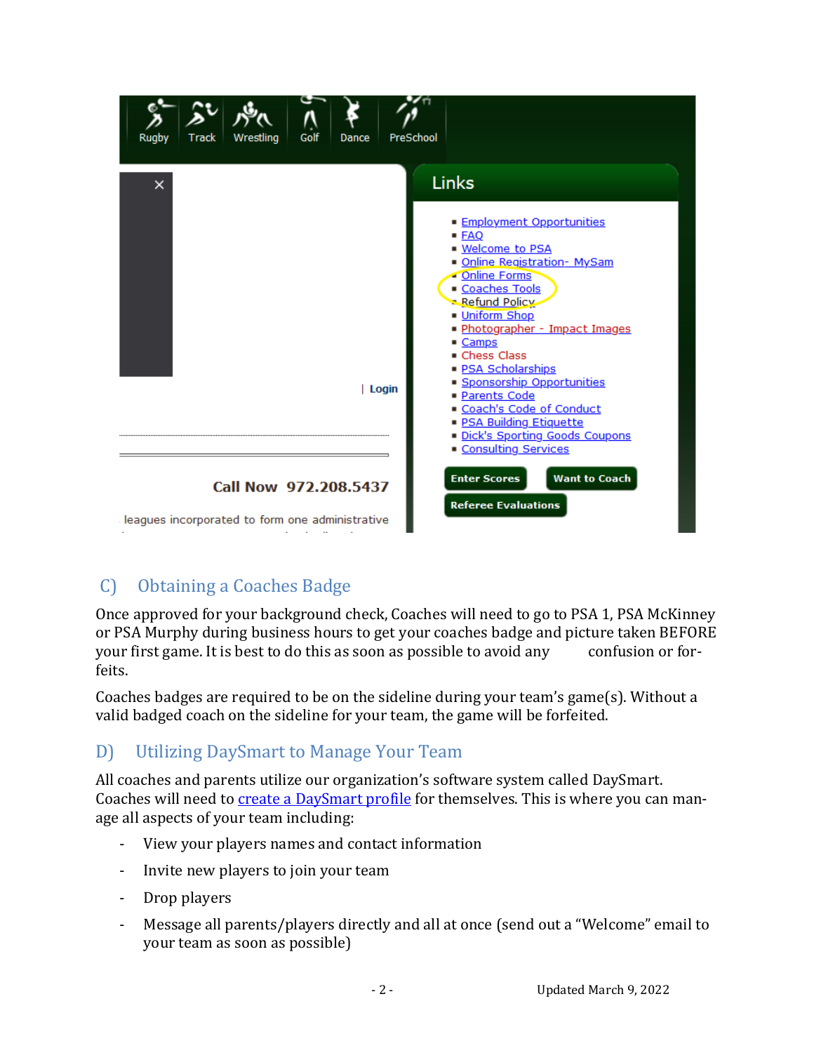## C) Obtaining a Coaches Badge

Once approved for your background check, Coaches will need to go to PSA 1, PSA McKinney or PSA Murphy during business hours to get your coaches badge and picture taken BEFORE your first game. It is best to do this as soon as possible to avoid any confusion or forfeits.

Coaches badges are required to be on the sideline during your team's game(s). Without a valid badged coach on the sideline for your team, the game will be forfeited.

## D) Utilizing DaySmart to Manage Your Team

All coaches and parents utilize our organization's software system called DaySmart. Coaches will need to create a DaySmart profile for themselves. This is where you can manage all aspects of your team including:

- View your players names and contact information
- Invite new players to join your team
- Drop players
- Message all parents/players directly and all at once (send out a "Welcome" email to your team as soon as possible)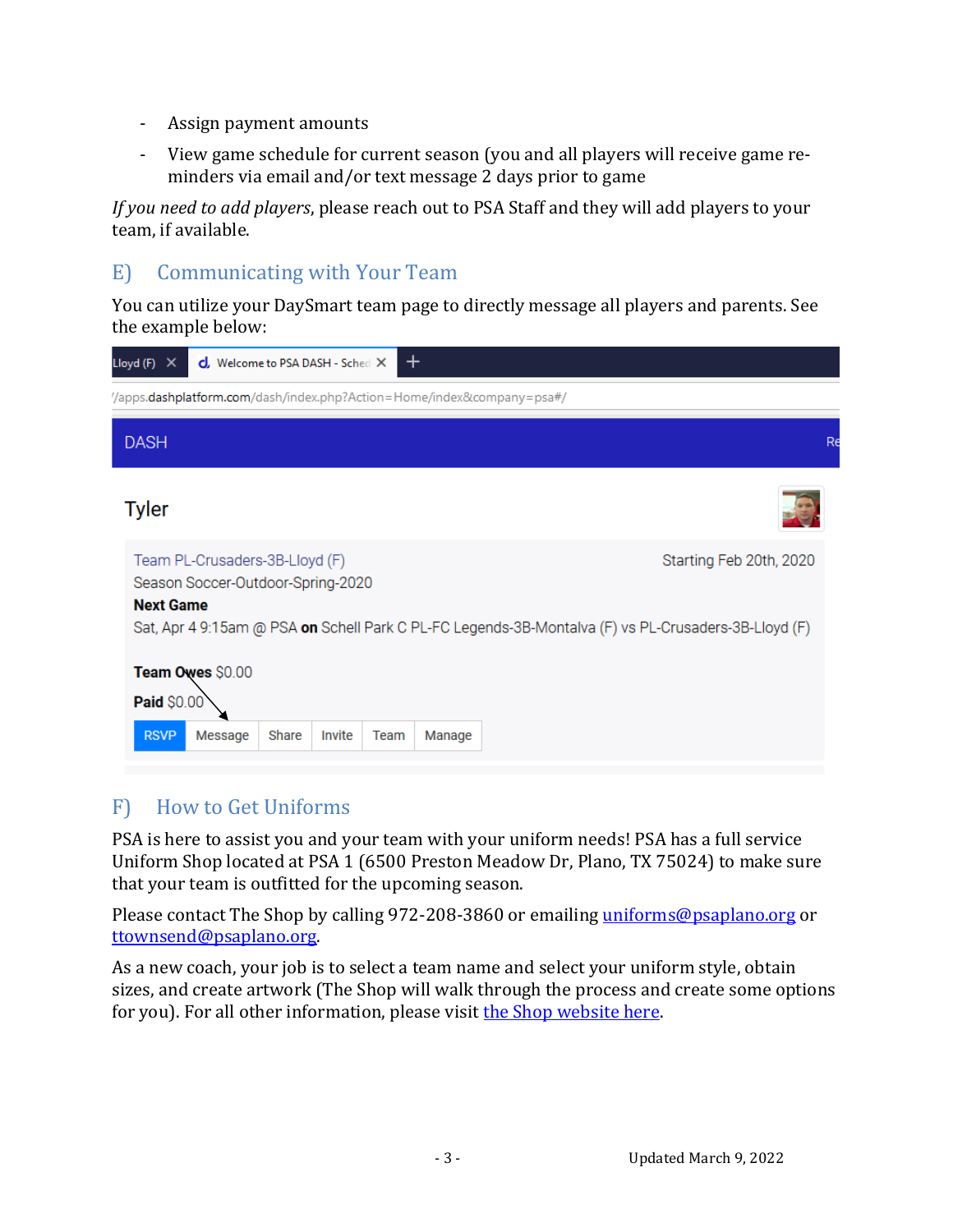- Assign payment amounts
- View game schedule for current season (you and all players will receive game reminders via email and/or text message 2 days prior to game

*If you need to add players*, please reach out to PSA Staff and they will add players to your team, if available.

## E) Communicating with Your Team

You can utilize your DaySmart team page to directly message all players and parents. See the example below:

Lloyd (F) | Welcome to PSA DASH - Sched

/apps.dashplatform.com/dash/index.php?Action=Home/index&company=psa#/

DASH

Tyler

Team PL-Crusaders-3B-Lloyd (F) Starting Feb 20th, 2020
Season Soccer-Outdoor-Spring-2020
**Next Game**
Sat, Apr 4 9:15am @ PSA **on** Schell Park C PL-FC Legends-3B-Montalva (F) vs PL-Crusaders-3B-Lloyd (F)

**Team Owes** $0.00
**Paid** $0.00

RSVP | Message | Share | Invite | Team | Manage

## F) How to Get Uniforms

PSA is here to assist you and your team with your uniform needs! PSA has a full service Uniform Shop located at PSA 1 (6500 Preston Meadow Dr, Plano, TX 75024) to make sure that your team is outfitted for the upcoming season.

Please contact The Shop by calling 972-208-3860 or emailing uniforms@psaplano.org or ttownsend@psaplano.org.

As a new coach, your job is to select a team name and select your uniform style, obtain sizes, and create artwork (The Shop will walk through the process and create some options for you). For all other information, please visit the Shop website here.

Updated March 9, 2022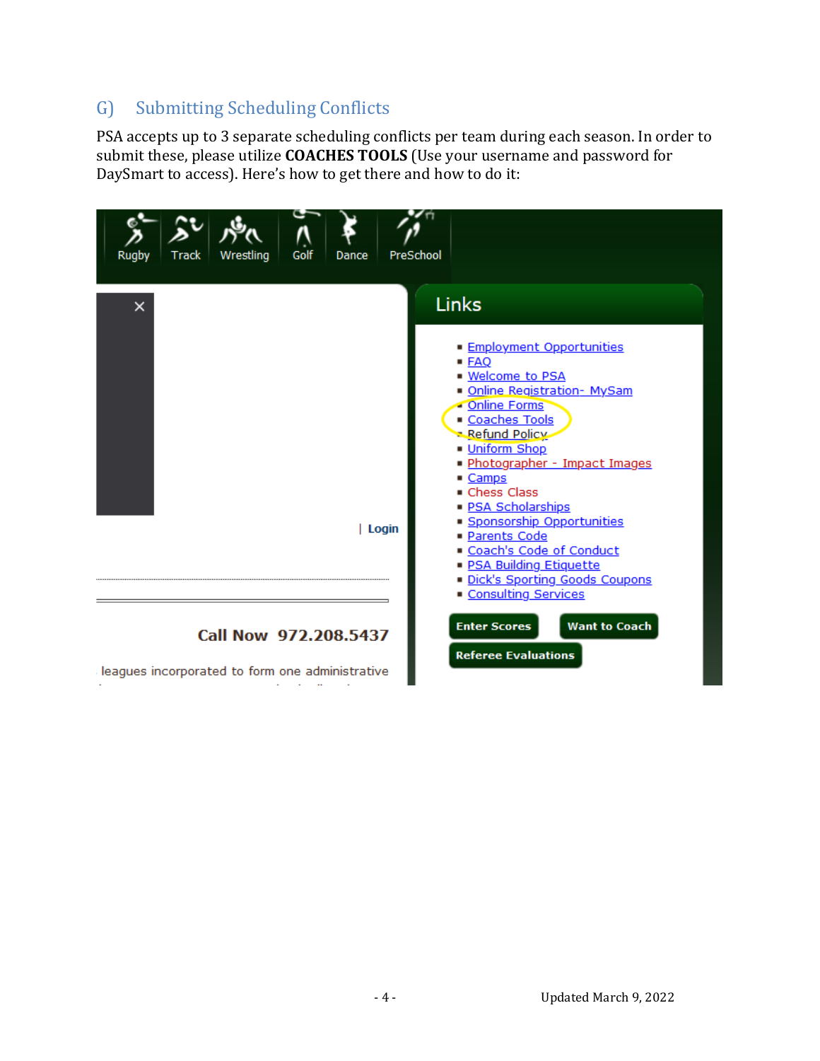## G) Submitting Scheduling Conflicts

PSA accepts up to 3 separate scheduling conflicts per team during each season. In order to submit these, please utilize **COACHES TOOLS** (Use your username and password for DaySmart to access). Here's how to get there and how to do it:

Updated March 9, 2022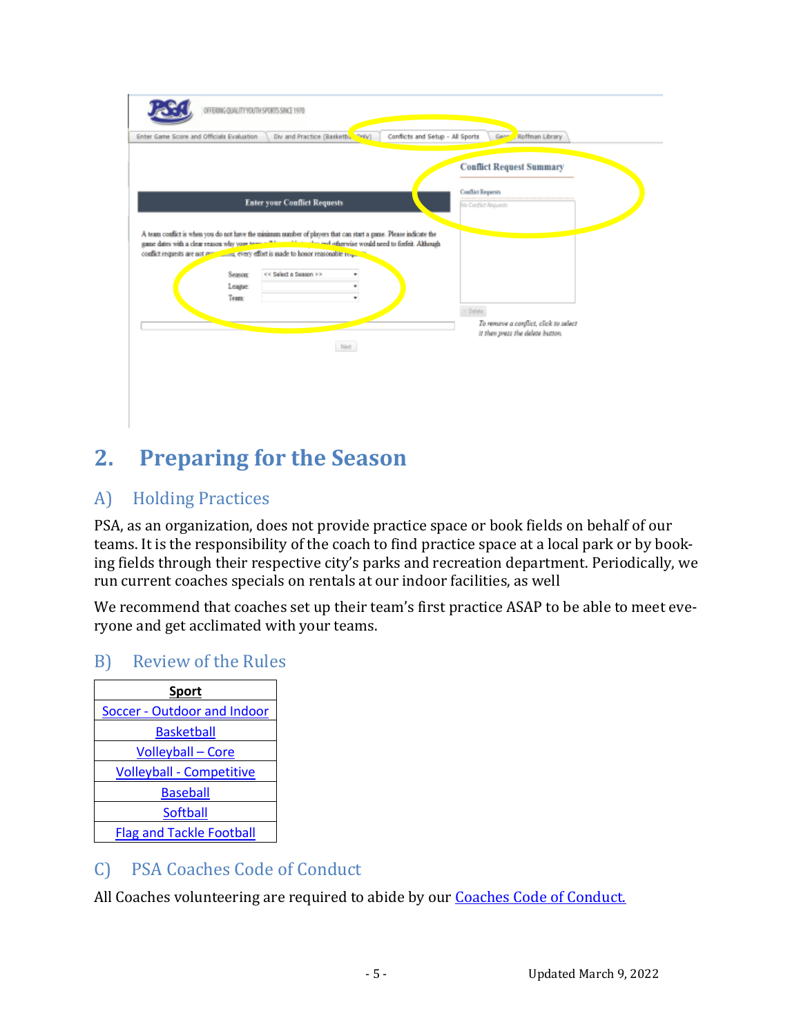## 2. Preparing for the Season

### A) Holding Practices

PSA, as an organization, does not provide practice space or book fields on behalf of our teams. It is the responsibility of the coach to find practice space at a local park or booking fields through their respective city's parks and recreation department. Periodically, we run current coaches specials on rentals at our indoor facilities, as well

We recommend that coaches set up their team's first practice ASAP to be able to meet everyone and get acclimated with your teams.

### B) Review of the Rules

| Sport |
|---|
| Soccer - Outdoor and Indoor |
| Basketball |
| Volleyball – Core |
| Volleyball - Competitive |
| Baseball |
| Softball |
| Flag and Tackle Football |

### C) PSA Coaches Code of Conduct

All Coaches volunteering are required to abide by our Coaches Code of Conduct.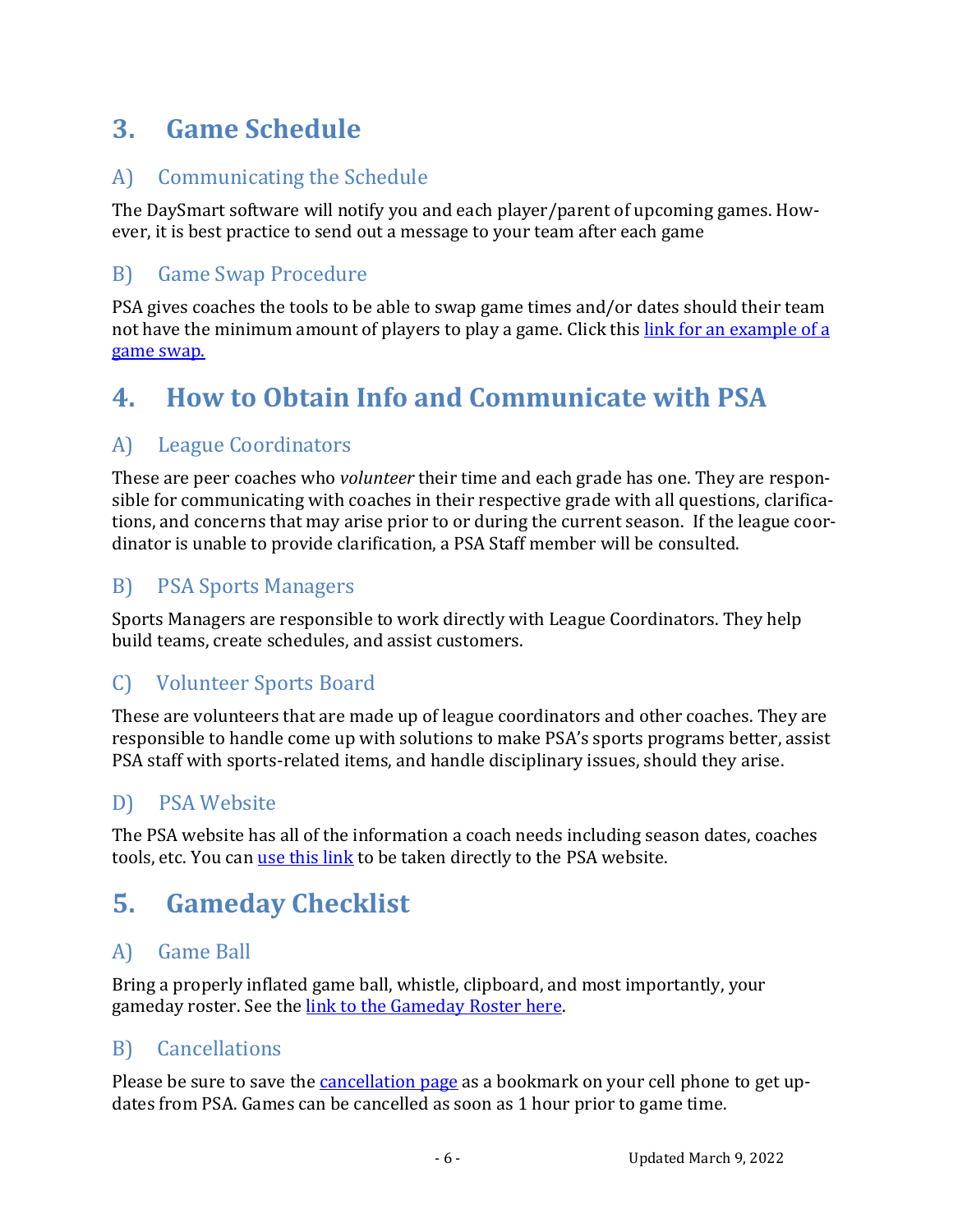# 3. Game Schedule

## A) Communicating the Schedule

The DaySmart software will notify you and each player/parent of upcoming games. However, it is best practice to send out a message to your team after each game

## B) Game Swap Procedure

PSA gives coaches the tools to be able to swap game times and/or dates should their team not have the minimum amount of players to play a game. Click this link for an example of a game swap.

# 4. How to Obtain Info and Communicate with PSA

## A) League Coordinators

These are peer coaches who *volunteer* their time and each grade has one. They are responsible for communicating with coaches in their respective grade with all questions, clarifications, and concerns that may arise prior to or during the current season. If the league coordinator is unable to provide clarification, a PSA Staff member will be consulted.

## B) PSA Sports Managers

Sports Managers are responsible to work directly with League Coordinators. They help build teams, create schedules, and assist customers.

## C) Volunteer Sports Board

These are volunteers that are made up of league coordinators and other coaches. They are responsible to handle come up with solutions to make PSA's sports programs better, assist PSA staff with sports-related items, and handle disciplinary issues, should they arise.

## D) PSA Website

The PSA website has all of the information a coach needs including season dates, coaches tools, etc. You can use this link to be taken directly to the PSA website.

# 5. Gameday Checklist

## A) Game Ball

Bring a properly inflated game ball, whistle, clipboard, and most importantly, your gameday roster. See the link to the Gameday Roster here.

## B) Cancellations

Please be sure to save the cancellation page as a bookmark on your cell phone to get updates from PSA. Games can be cancelled as soon as 1 hour prior to game time.

Updated March 9, 2022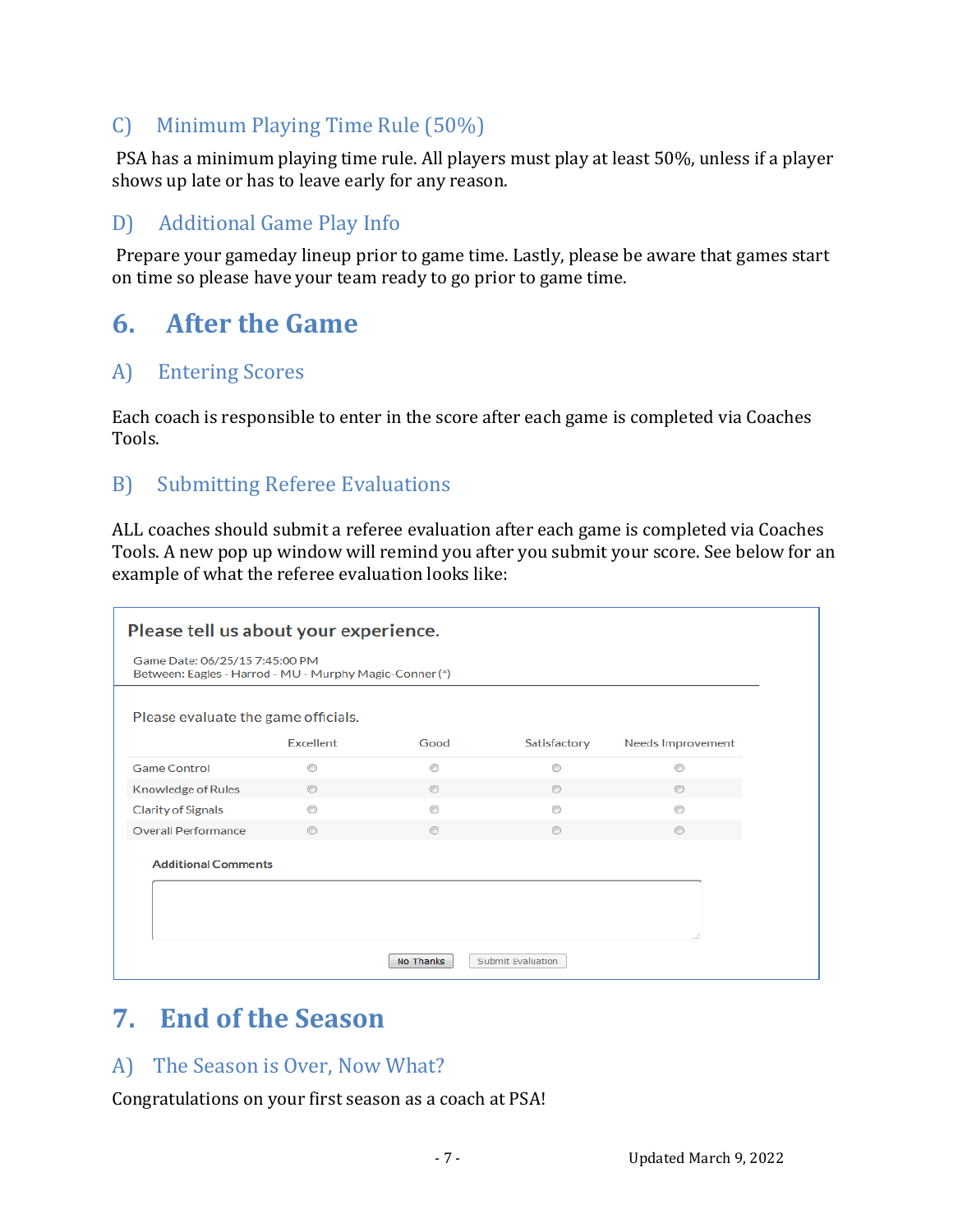### C) Minimum Playing Time Rule (50%)

PSA has a minimum playing time rule. All players must play at least 50%, unless if a player shows up late or has to leave early for any reason.

### D) Additional Game Play Info

Prepare your gameday lineup prior to game time. Lastly, please be aware that games start on time so please have your team ready to go prior to game time.

## 6. After the Game

### A) Entering Scores

Each coach is responsible to enter in the score after each game is completed via Coaches Tools.

### B) Submitting Referee Evaluations

ALL coaches should submit a referee evaluation after each game is completed via Coaches Tools. A new pop up window will remind you after you submit your score. See below for an example of what the referee evaluation looks like:

**Please tell us about your experience.**

Game Date: 06/25/15 7:45:00 PM
Between: Eagles - Harrod - MU - Murphy Magic-Conner (*)

Please evaluate the game officials.

| | Excellent | Good | Satisfactory | Needs Improvement |
|---|---|---|---|---|
| Game Control | ○ | ○ | ○ | ○ |
| Knowledge of Rules | ○ | ○ | ○ | ○ |
| Clarity of Signals | ○ | ○ | ○ | ○ |
| Overall Performance | ○ | ○ | ○ | ○ |

**Additional Comments**

[No Thanks] [Submit Evaluation]

## 7. End of the Season

### A) The Season is Over, Now What?

Congratulations on your first season as a coach at PSA!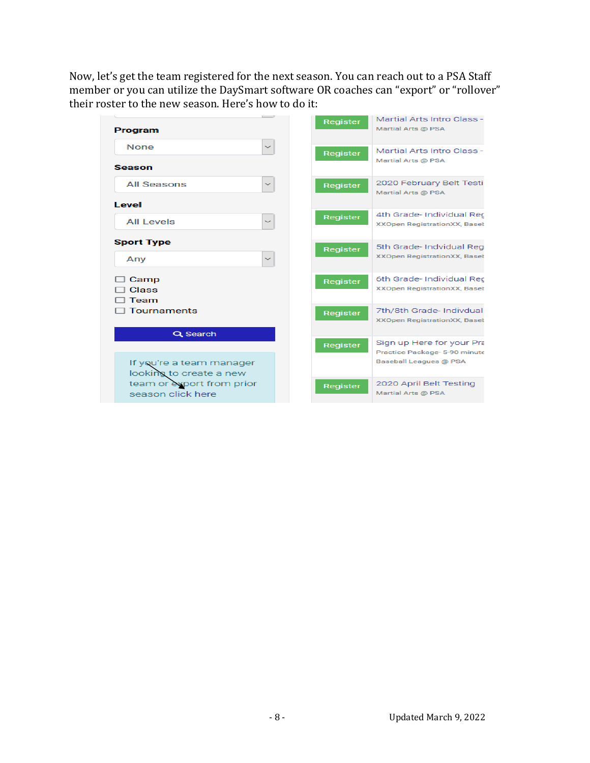Now, let's get the team registered for the next season. You can reach out to a PSA Staff member or you can utilize the DaySmart software OR coaches can "export" or "rollover" their roster to the new season. Here's how to do it:

Program

None

Season

All Seasons

Level

All Levels

Sport Type

Any

- Camp
- Class
- Team
- Tournaments

Search

If you're a team manager looking to create a new team or export from prior season click here

| | |
|---|---|
| Register | Martial Arts Intro Class - Martial Arts @ PSA |
| Register | Martial Arts Intro Class - Martial Arts @ PSA |
| Register | 2020 February Belt Testi Martial Arts @ PSA |
| Register | 4th Grade- Individual Reg XXOpen RegistrationXX, Basel |
| Register | 5th Grade- Indvidual Reg XXOpen RegistrationXX, Basel |
| Register | 6th Grade- Individual Reg XXOpen RegistrationXX, Basel |
| Register | 7th/8th Grade- Indivdual XXOpen RegistrationXX, Basel |
| Register | Sign up Here for your Pra Practice Package- 5-90 minute Baseball Leagues @ PSA |
| Register | 2020 April Belt Testing Martial Arts @ PSA |

Updated March 9, 2022